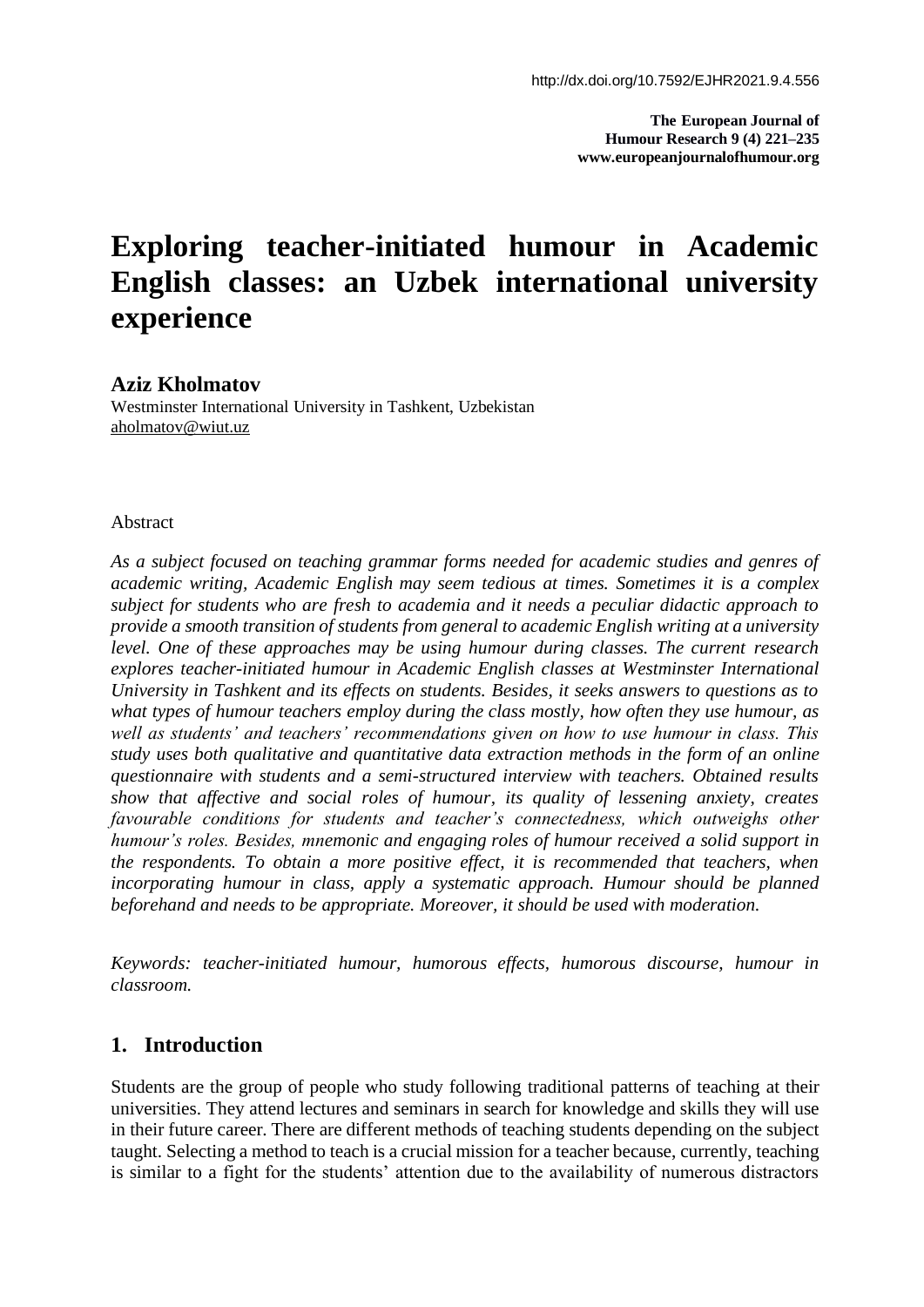http://dx.doi.org/10.7592/EJHR2021.9.4.556

**The European Journal of Humour Research 9 (4) 221–235**
**www.europeanjournalofhumour.org**

# Exploring teacher-initiated humour in Academic English classes: an Uzbek international university experience

**Aziz Kholmatov**
Westminster International University in Tashkent, Uzbekistan
aholmatov@wiut.uz

Abstract

*As a subject focused on teaching grammar forms needed for academic studies and genres of academic writing, Academic English may seem tedious at times. Sometimes it is a complex subject for students who are fresh to academia and it needs a peculiar didactic approach to provide a smooth transition of students from general to academic English writing at a university level. One of these approaches may be using humour during classes. The current research explores teacher-initiated humour in Academic English classes at Westminster International University in Tashkent and its effects on students. Besides, it seeks answers to questions as to what types of humour teachers employ during the class mostly, how often they use humour, as well as students' and teachers' recommendations given on how to use humour in class. This study uses both qualitative and quantitative data extraction methods in the form of an online questionnaire with students and a semi-structured interview with teachers. Obtained results show that affective and social roles of humour, its quality of lessening anxiety, creates favourable conditions for students and teacher's connectedness, which outweighs other humour's roles. Besides, mnemonic and engaging roles of humour received a solid support in the respondents. To obtain a more positive effect, it is recommended that teachers, when incorporating humour in class, apply a systematic approach. Humour should be planned beforehand and needs to be appropriate. Moreover, it should be used with moderation.*

*Keywords: teacher-initiated humour, humorous effects, humorous discourse, humour in classroom.*

## 1. Introduction

Students are the group of people who study following traditional patterns of teaching at their universities. They attend lectures and seminars in search for knowledge and skills they will use in their future career. There are different methods of teaching students depending on the subject taught. Selecting a method to teach is a crucial mission for a teacher because, currently, teaching is similar to a fight for the students' attention due to the availability of numerous distractors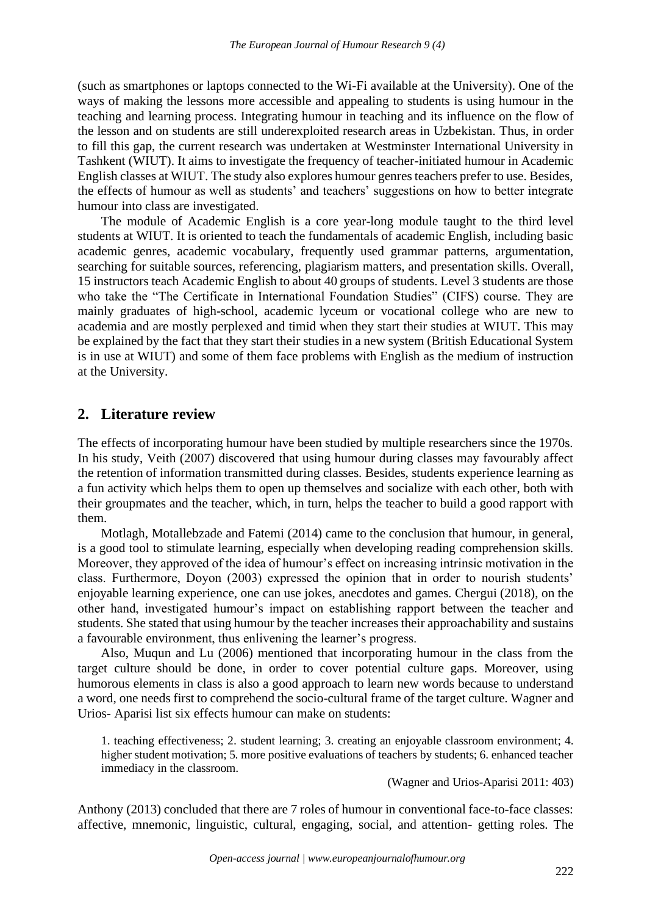(such as smartphones or laptops connected to the Wi-Fi available at the University). One of the ways of making the lessons more accessible and appealing to students is using humour in the teaching and learning process. Integrating humour in teaching and its influence on the flow of the lesson and on students are still underexploited research areas in Uzbekistan. Thus, in order to fill this gap, the current research was undertaken at Westminster International University in Tashkent (WIUT). It aims to investigate the frequency of teacher-initiated humour in Academic English classes at WIUT. The study also explores humour genres teachers prefer to use. Besides, the effects of humour as well as students' and teachers' suggestions on how to better integrate humour into class are investigated.

The module of Academic English is a core year-long module taught to the third level students at WIUT. It is oriented to teach the fundamentals of academic English, including basic academic genres, academic vocabulary, frequently used grammar patterns, argumentation, searching for suitable sources, referencing, plagiarism matters, and presentation skills. Overall, 15 instructors teach Academic English to about 40 groups of students. Level 3 students are those who take the "The Certificate in International Foundation Studies" (CIFS) course. They are mainly graduates of high-school, academic lyceum or vocational college who are new to academia and are mostly perplexed and timid when they start their studies at WIUT. This may be explained by the fact that they start their studies in a new system (British Educational System is in use at WIUT) and some of them face problems with English as the medium of instruction at the University.

## 2. Literature review

The effects of incorporating humour have been studied by multiple researchers since the 1970s. In his study, Veith (2007) discovered that using humour during classes may favourably affect the retention of information transmitted during classes. Besides, students experience learning as a fun activity which helps them to open up themselves and socialize with each other, both with their groupmates and the teacher, which, in turn, helps the teacher to build a good rapport with them.

Motlagh, Motallebzade and Fatemi (2014) came to the conclusion that humour, in general, is a good tool to stimulate learning, especially when developing reading comprehension skills. Moreover, they approved of the idea of humour's effect on increasing intrinsic motivation in the class. Furthermore, Doyon (2003) expressed the opinion that in order to nourish students' enjoyable learning experience, one can use jokes, anecdotes and games. Chergui (2018), on the other hand, investigated humour's impact on establishing rapport between the teacher and students. She stated that using humour by the teacher increases their approachability and sustains a favourable environment, thus enlivening the learner's progress.

Also, Muqun and Lu (2006) mentioned that incorporating humour in the class from the target culture should be done, in order to cover potential culture gaps. Moreover, using humorous elements in class is also a good approach to learn new words because to understand a word, one needs first to comprehend the socio-cultural frame of the target culture. Wagner and Urios- Aparisi list six effects humour can make on students:

> 1. teaching effectiveness; 2. student learning; 3. creating an enjoyable classroom environment; 4. higher student motivation; 5. more positive evaluations of teachers by students; 6. enhanced teacher immediacy in the classroom.
>
> (Wagner and Urios-Aparisi 2011: 403)

Anthony (2013) concluded that there are 7 roles of humour in conventional face-to-face classes: affective, mnemonic, linguistic, cultural, engaging, social, and attention- getting roles. The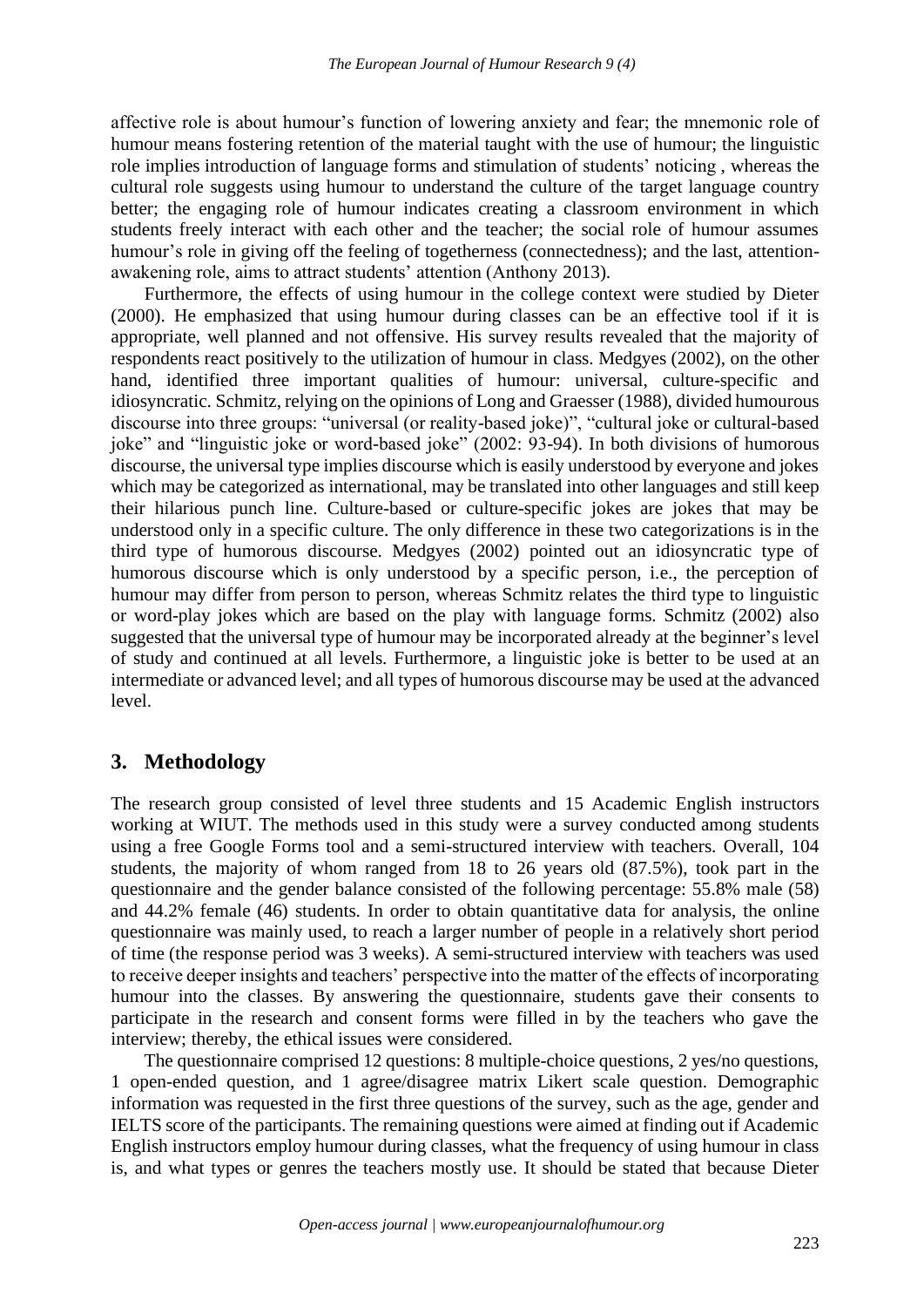affective role is about humour's function of lowering anxiety and fear; the mnemonic role of humour means fostering retention of the material taught with the use of humour; the linguistic role implies introduction of language forms and stimulation of students' noticing , whereas the cultural role suggests using humour to understand the culture of the target language country better; the engaging role of humour indicates creating a classroom environment in which students freely interact with each other and the teacher; the social role of humour assumes humour's role in giving off the feeling of togetherness (connectedness); and the last, attention-awakening role, aims to attract students' attention (Anthony 2013).

Furthermore, the effects of using humour in the college context were studied by Dieter (2000). He emphasized that using humour during classes can be an effective tool if it is appropriate, well planned and not offensive. His survey results revealed that the majority of respondents react positively to the utilization of humour in class. Medgyes (2002), on the other hand, identified three important qualities of humour: universal, culture-specific and idiosyncratic. Schmitz, relying on the opinions of Long and Graesser (1988), divided humourous discourse into three groups: "universal (or reality-based joke)", "cultural joke or cultural-based joke" and "linguistic joke or word-based joke" (2002: 93-94). In both divisions of humorous discourse, the universal type implies discourse which is easily understood by everyone and jokes which may be categorized as international, may be translated into other languages and still keep their hilarious punch line. Culture-based or culture-specific jokes are jokes that may be understood only in a specific culture. The only difference in these two categorizations is in the third type of humorous discourse. Medgyes (2002) pointed out an idiosyncratic type of humorous discourse which is only understood by a specific person, i.e., the perception of humour may differ from person to person, whereas Schmitz relates the third type to linguistic or word-play jokes which are based on the play with language forms. Schmitz (2002) also suggested that the universal type of humour may be incorporated already at the beginner's level of study and continued at all levels. Furthermore, a linguistic joke is better to be used at an intermediate or advanced level; and all types of humorous discourse may be used at the advanced level.

## 3. Methodology

The research group consisted of level three students and 15 Academic English instructors working at WIUT. The methods used in this study were a survey conducted among students using a free Google Forms tool and a semi-structured interview with teachers. Overall, 104 students, the majority of whom ranged from 18 to 26 years old (87.5%), took part in the questionnaire and the gender balance consisted of the following percentage: 55.8% male (58) and 44.2% female (46) students. In order to obtain quantitative data for analysis, the online questionnaire was mainly used, to reach a larger number of people in a relatively short period of time (the response period was 3 weeks). A semi-structured interview with teachers was used to receive deeper insights and teachers' perspective into the matter of the effects of incorporating humour into the classes. By answering the questionnaire, students gave their consents to participate in the research and consent forms were filled in by the teachers who gave the interview; thereby, the ethical issues were considered.

The questionnaire comprised 12 questions: 8 multiple-choice questions, 2 yes/no questions, 1 open-ended question, and 1 agree/disagree matrix Likert scale question. Demographic information was requested in the first three questions of the survey, such as the age, gender and IELTS score of the participants. The remaining questions were aimed at finding out if Academic English instructors employ humour during classes, what the frequency of using humour in class is, and what types or genres the teachers mostly use. It should be stated that because Dieter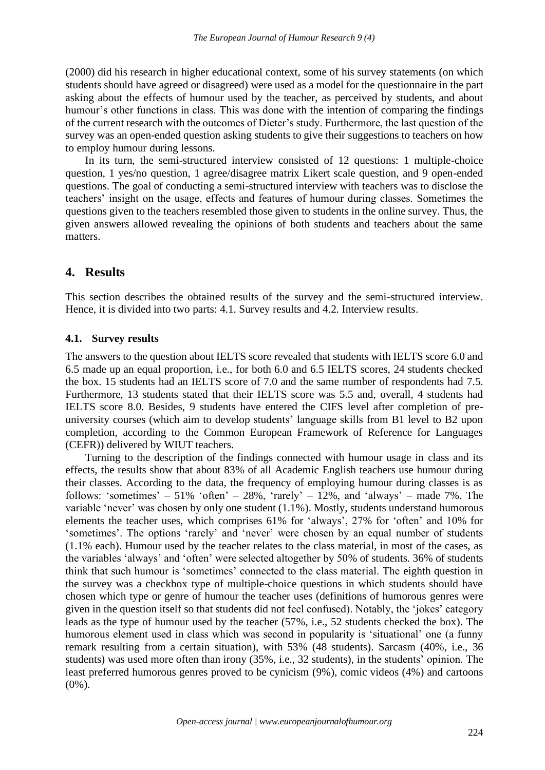(2000) did his research in higher educational context, some of his survey statements (on which students should have agreed or disagreed) were used as a model for the questionnaire in the part asking about the effects of humour used by the teacher, as perceived by students, and about humour's other functions in class. This was done with the intention of comparing the findings of the current research with the outcomes of Dieter's study. Furthermore, the last question of the survey was an open-ended question asking students to give their suggestions to teachers on how to employ humour during lessons.

In its turn, the semi-structured interview consisted of 12 questions: 1 multiple-choice question, 1 yes/no question, 1 agree/disagree matrix Likert scale question, and 9 open-ended questions. The goal of conducting a semi-structured interview with teachers was to disclose the teachers' insight on the usage, effects and features of humour during classes. Sometimes the questions given to the teachers resembled those given to students in the online survey. Thus, the given answers allowed revealing the opinions of both students and teachers about the same matters.

## 4. Results

This section describes the obtained results of the survey and the semi-structured interview. Hence, it is divided into two parts: 4.1. Survey results and 4.2. Interview results.

### 4.1. Survey results

The answers to the question about IELTS score revealed that students with IELTS score 6.0 and 6.5 made up an equal proportion, i.e., for both 6.0 and 6.5 IELTS scores, 24 students checked the box. 15 students had an IELTS score of 7.0 and the same number of respondents had 7.5. Furthermore, 13 students stated that their IELTS score was 5.5 and, overall, 4 students had IELTS score 8.0. Besides, 9 students have entered the CIFS level after completion of pre-university courses (which aim to develop students' language skills from B1 level to B2 upon completion, according to the Common European Framework of Reference for Languages (CEFR)) delivered by WIUT teachers.

Turning to the description of the findings connected with humour usage in class and its effects, the results show that about 83% of all Academic English teachers use humour during their classes. According to the data, the frequency of employing humour during classes is as follows: 'sometimes' – 51% 'often' – 28%, 'rarely' – 12%, and 'always' – made 7%. The variable 'never' was chosen by only one student (1.1%). Mostly, students understand humorous elements the teacher uses, which comprises 61% for 'always', 27% for 'often' and 10% for 'sometimes'. The options 'rarely' and 'never' were chosen by an equal number of students (1.1% each). Humour used by the teacher relates to the class material, in most of the cases, as the variables 'always' and 'often' were selected altogether by 50% of students. 36% of students think that such humour is 'sometimes' connected to the class material. The eighth question in the survey was a checkbox type of multiple-choice questions in which students should have chosen which type or genre of humour the teacher uses (definitions of humorous genres were given in the question itself so that students did not feel confused). Notably, the 'jokes' category leads as the type of humour used by the teacher (57%, i.e., 52 students checked the box). The humorous element used in class which was second in popularity is 'situational' one (a funny remark resulting from a certain situation), with 53% (48 students). Sarcasm (40%, i.e., 36 students) was used more often than irony (35%, i.e., 32 students), in the students' opinion. The least preferred humorous genres proved to be cynicism (9%), comic videos (4%) and cartoons (0%).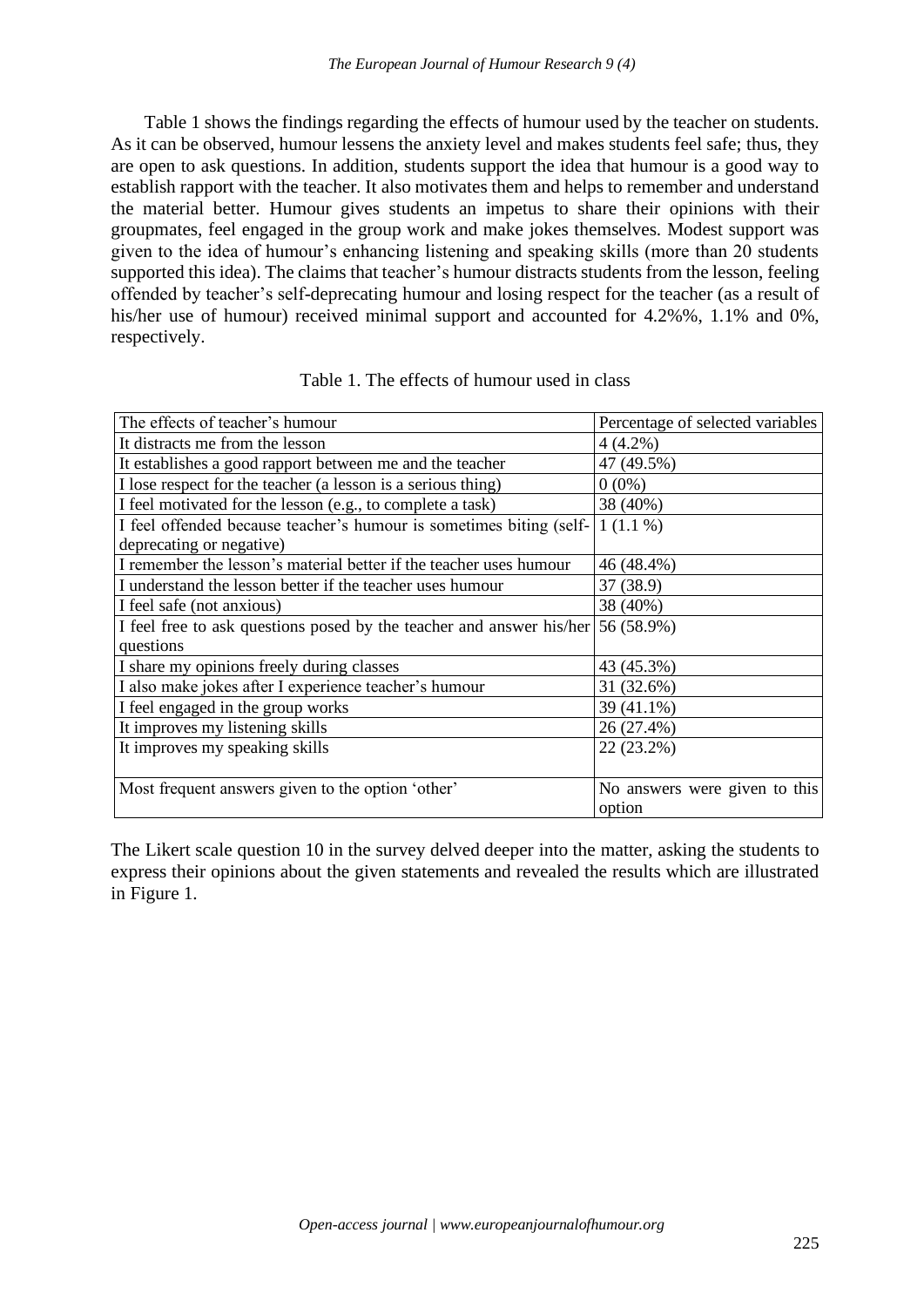Table 1 shows the findings regarding the effects of humour used by the teacher on students. As it can be observed, humour lessens the anxiety level and makes students feel safe; thus, they are open to ask questions. In addition, students support the idea that humour is a good way to establish rapport with the teacher. It also motivates them and helps to remember and understand the material better. Humour gives students an impetus to share their opinions with their groupmates, feel engaged in the group work and make jokes themselves. Modest support was given to the idea of humour's enhancing listening and speaking skills (more than 20 students supported this idea). The claims that teacher's humour distracts students from the lesson, feeling offended by teacher's self-deprecating humour and losing respect for the teacher (as a result of his/her use of humour) received minimal support and accounted for 4.2%%, 1.1% and 0%, respectively.

Table 1. The effects of humour used in class

| The effects of teacher's humour | Percentage of selected variables |
|---|---|
| It distracts me from the lesson | 4 (4.2%) |
| It establishes a good rapport between me and the teacher | 47 (49.5%) |
| I lose respect for the teacher (a lesson is a serious thing) | 0 (0%) |
| I feel motivated for the lesson (e.g., to complete a task) | 38 (40%) |
| I feel offended because teacher's humour is sometimes biting (self-deprecating or negative) | 1 (1.1 %) |
| I remember the lesson's material better if the teacher uses humour | 46 (48.4%) |
| I understand the lesson better if the teacher uses humour | 37 (38.9) |
| I feel safe (not anxious) | 38 (40%) |
| I feel free to ask questions posed by the teacher and answer his/her questions | 56 (58.9%) |
| I share my opinions freely during classes | 43 (45.3%) |
| I also make jokes after I experience teacher's humour | 31 (32.6%) |
| I feel engaged in the group works | 39 (41.1%) |
| It improves my listening skills | 26 (27.4%) |
| It improves my speaking skills | 22 (23.2%) |
| Most frequent answers given to the option 'other' | No answers were given to this option |

The Likert scale question 10 in the survey delved deeper into the matter, asking the students to express their opinions about the given statements and revealed the results which are illustrated in Figure 1.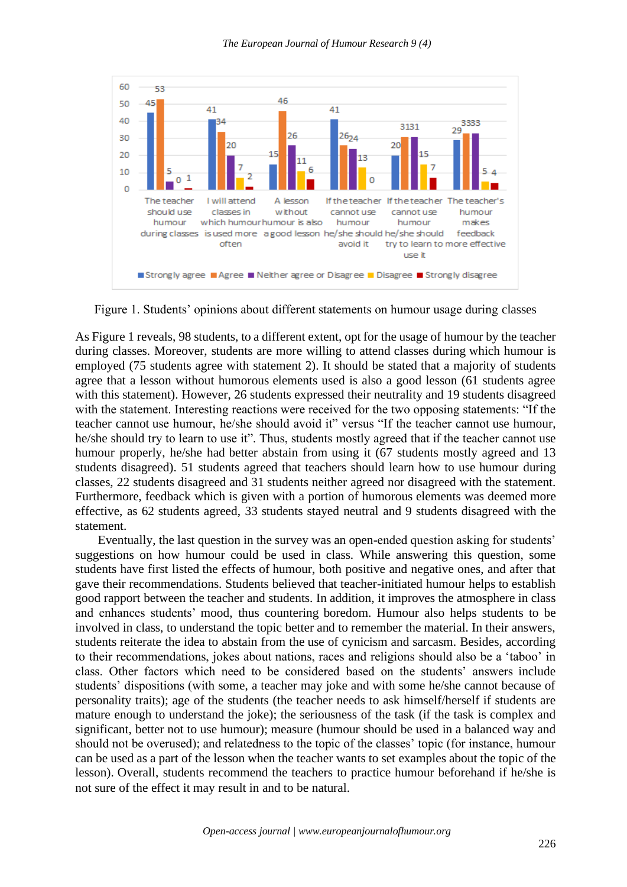Figure 1. Students' opinions about different statements on humour usage during classes

As Figure 1 reveals, 98 students, to a different extent, opt for the usage of humour by the teacher during classes. Moreover, students are more willing to attend classes during which humour is employed (75 students agree with statement 2). It should be stated that a majority of students agree that a lesson without humorous elements used is also a good lesson (61 students agree with this statement). However, 26 students expressed their neutrality and 19 students disagreed with the statement. Interesting reactions were received for the two opposing statements: "If the teacher cannot use humour, he/she should avoid it" versus "If the teacher cannot use humour, he/she should try to learn to use it". Thus, students mostly agreed that if the teacher cannot use humour properly, he/she had better abstain from using it (67 students mostly agreed and 13 students disagreed). 51 students agreed that teachers should learn how to use humour during classes, 22 students disagreed and 31 students neither agreed nor disagreed with the statement. Furthermore, feedback which is given with a portion of humorous elements was deemed more effective, as 62 students agreed, 33 students stayed neutral and 9 students disagreed with the statement.

Eventually, the last question in the survey was an open-ended question asking for students' suggestions on how humour could be used in class. While answering this question, some students have first listed the effects of humour, both positive and negative ones, and after that gave their recommendations. Students believed that teacher-initiated humour helps to establish good rapport between the teacher and students. In addition, it improves the atmosphere in class and enhances students' mood, thus countering boredom. Humour also helps students to be involved in class, to understand the topic better and to remember the material. In their answers, students reiterate the idea to abstain from the use of cynicism and sarcasm. Besides, according to their recommendations, jokes about nations, races and religions should also be a 'taboo' in class. Other factors which need to be considered based on the students' answers include students' dispositions (with some, a teacher may joke and with some he/she cannot because of personality traits); age of the students (the teacher needs to ask himself/herself if students are mature enough to understand the joke); the seriousness of the task (if the task is complex and significant, better not to use humour); measure (humour should be used in a balanced way and should not be overused); and relatedness to the topic of the classes' topic (for instance, humour can be used as a part of the lesson when the teacher wants to set examples about the topic of the lesson). Overall, students recommend the teachers to practice humour beforehand if he/she is not sure of the effect it may result in and to be natural.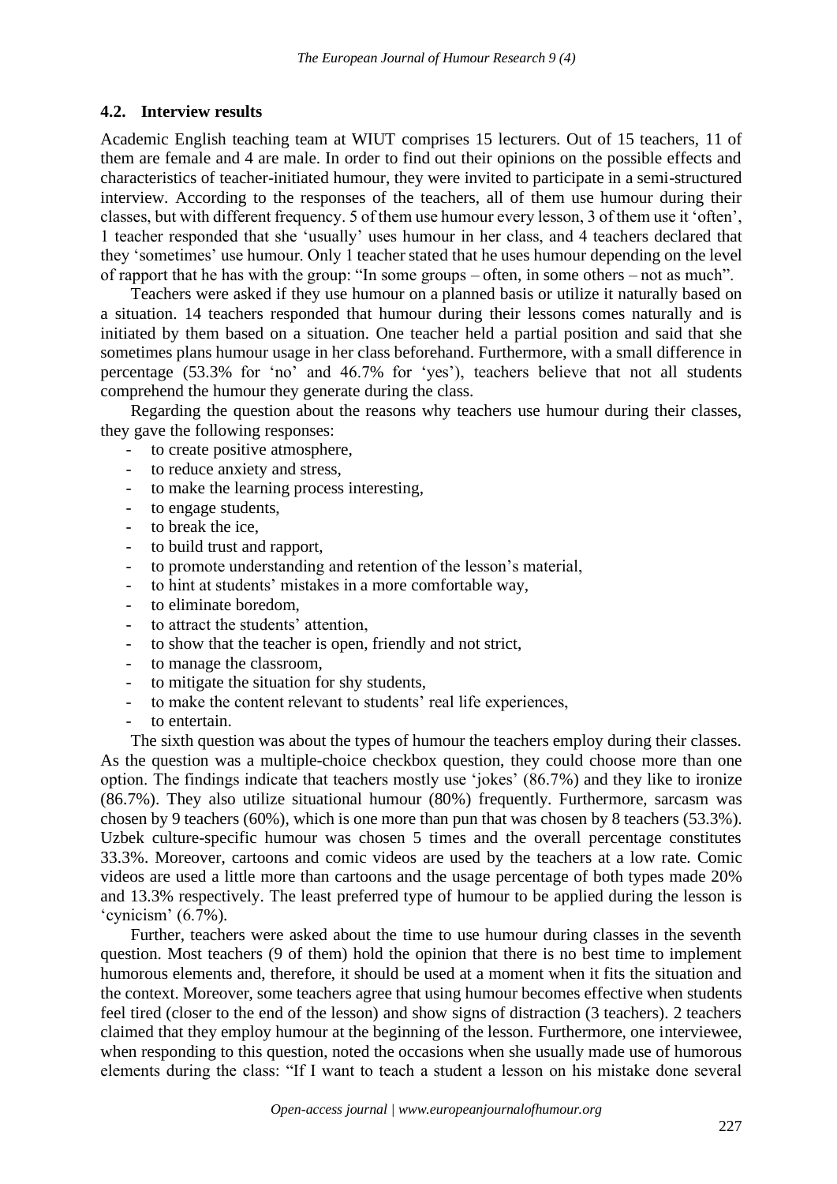### 4.2. Interview results

Academic English teaching team at WIUT comprises 15 lecturers. Out of 15 teachers, 11 of them are female and 4 are male. In order to find out their opinions on the possible effects and characteristics of teacher-initiated humour, they were invited to participate in a semi-structured interview. According to the responses of the teachers, all of them use humour during their classes, but with different frequency. 5 of them use humour every lesson, 3 of them use it 'often', 1 teacher responded that she 'usually' uses humour in her class, and 4 teachers declared that they 'sometimes' use humour. Only 1 teacher stated that he uses humour depending on the level of rapport that he has with the group: "In some groups – often, in some others – not as much".

Teachers were asked if they use humour on a planned basis or utilize it naturally based on a situation. 14 teachers responded that humour during their lessons comes naturally and is initiated by them based on a situation. One teacher held a partial position and said that she sometimes plans humour usage in her class beforehand. Furthermore, with a small difference in percentage (53.3% for 'no' and 46.7% for 'yes'), teachers believe that not all students comprehend the humour they generate during the class.

Regarding the question about the reasons why teachers use humour during their classes, they gave the following responses:

- to create positive atmosphere,
- to reduce anxiety and stress,
- to make the learning process interesting,
- to engage students,
- to break the ice,
- to build trust and rapport,
- to promote understanding and retention of the lesson's material,
- to hint at students' mistakes in a more comfortable way,
- to eliminate boredom,
- to attract the students' attention,
- to show that the teacher is open, friendly and not strict,
- to manage the classroom,
- to mitigate the situation for shy students,
- to make the content relevant to students' real life experiences,
- to entertain.

The sixth question was about the types of humour the teachers employ during their classes. As the question was a multiple-choice checkbox question, they could choose more than one option. The findings indicate that teachers mostly use 'jokes' (86.7%) and they like to ironize (86.7%). They also utilize situational humour (80%) frequently. Furthermore, sarcasm was chosen by 9 teachers (60%), which is one more than pun that was chosen by 8 teachers (53.3%). Uzbek culture-specific humour was chosen 5 times and the overall percentage constitutes 33.3%. Moreover, cartoons and comic videos are used by the teachers at a low rate. Comic videos are used a little more than cartoons and the usage percentage of both types made 20% and 13.3% respectively. The least preferred type of humour to be applied during the lesson is 'cynicism' (6.7%).

Further, teachers were asked about the time to use humour during classes in the seventh question. Most teachers (9 of them) hold the opinion that there is no best time to implement humorous elements and, therefore, it should be used at a moment when it fits the situation and the context. Moreover, some teachers agree that using humour becomes effective when students feel tired (closer to the end of the lesson) and show signs of distraction (3 teachers). 2 teachers claimed that they employ humour at the beginning of the lesson. Furthermore, one interviewee, when responding to this question, noted the occasions when she usually made use of humorous elements during the class: "If I want to teach a student a lesson on his mistake done several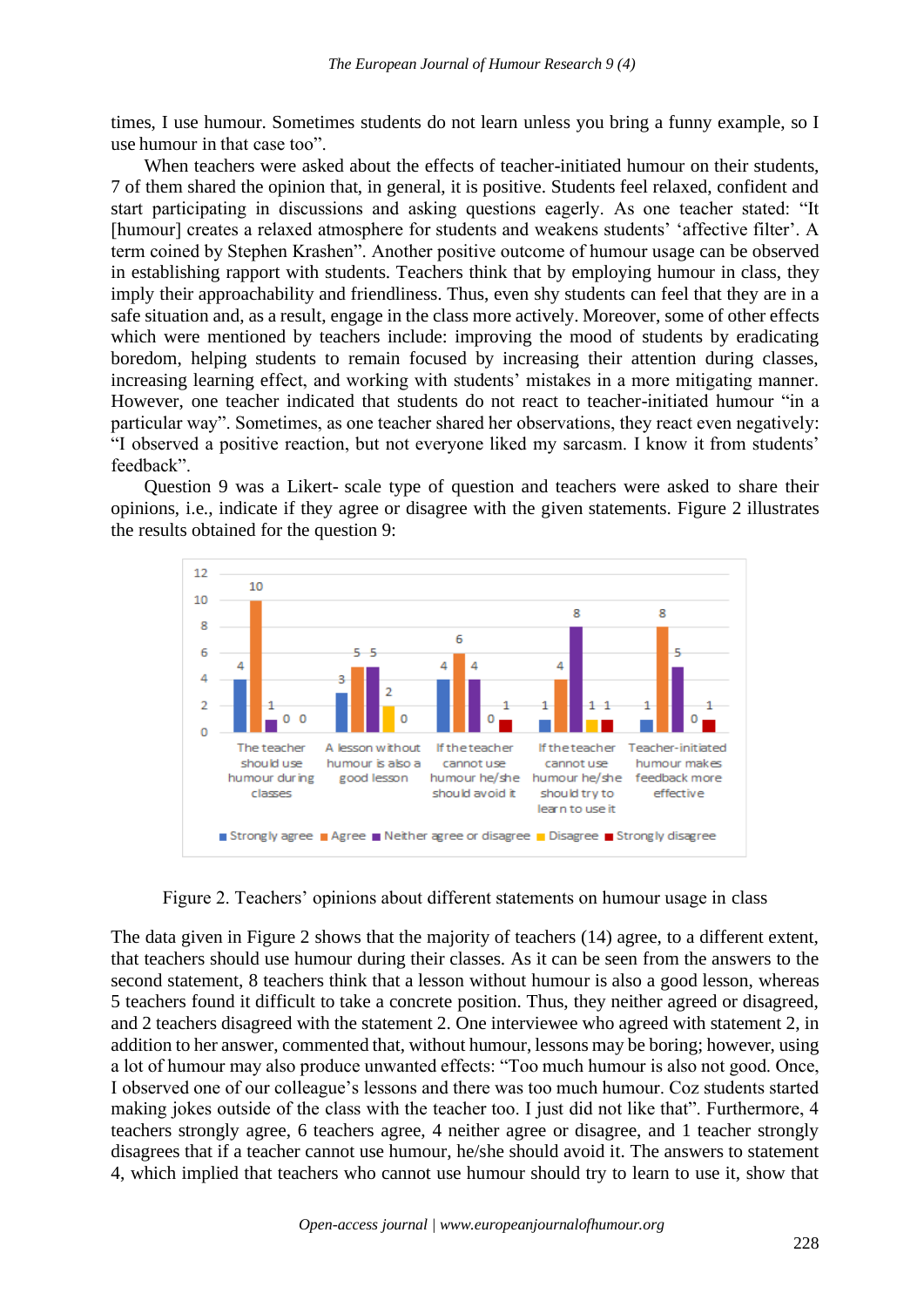times, I use humour. Sometimes students do not learn unless you bring a funny example, so I use humour in that case too".

When teachers were asked about the effects of teacher-initiated humour on their students, 7 of them shared the opinion that, in general, it is positive. Students feel relaxed, confident and start participating in discussions and asking questions eagerly. As one teacher stated: "It [humour] creates a relaxed atmosphere for students and weakens students' 'affective filter'. A term coined by Stephen Krashen". Another positive outcome of humour usage can be observed in establishing rapport with students. Teachers think that by employing humour in class, they imply their approachability and friendliness. Thus, even shy students can feel that they are in a safe situation and, as a result, engage in the class more actively. Moreover, some of other effects which were mentioned by teachers include: improving the mood of students by eradicating boredom, helping students to remain focused by increasing their attention during classes, increasing learning effect, and working with students' mistakes in a more mitigating manner. However, one teacher indicated that students do not react to teacher-initiated humour "in a particular way". Sometimes, as one teacher shared her observations, they react even negatively: "I observed a positive reaction, but not everyone liked my sarcasm. I know it from students' feedback".

Question 9 was a Likert- scale type of question and teachers were asked to share their opinions, i.e., indicate if they agree or disagree with the given statements. Figure 2 illustrates the results obtained for the question 9:

| Statement | Strongly agree | Agree | Neither agree or disagree | Disagree | Strongly disagree |
|---|---|---|---|---|---|
| The teacher should use humour during classes | 4 | 10 | 1 | 0 | 0 |
| A lesson without humour is also a good lesson | 3 | 5 | 5 | 2 | 0 |
| If the teacher cannot use humour he/she should avoid it | 4 | 6 | 4 | 0 | 1 |
| If the teacher cannot use humour he/she should try to learn to use it | 1 | 4 | 8 | 1 | 1 |
| Teacher-initiated humour makes feedback more effective | 1 | 8 | 5 | 0 | 1 |

Figure 2. Teachers' opinions about different statements on humour usage in class

The data given in Figure 2 shows that the majority of teachers (14) agree, to a different extent, that teachers should use humour during their classes. As it can be seen from the answers to the second statement, 8 teachers think that a lesson without humour is also a good lesson, whereas 5 teachers found it difficult to take a concrete position. Thus, they neither agreed or disagreed, and 2 teachers disagreed with the statement 2. One interviewee who agreed with statement 2, in addition to her answer, commented that, without humour, lessons may be boring; however, using a lot of humour may also produce unwanted effects: "Too much humour is also not good. Once, I observed one of our colleague's lessons and there was too much humour. Coz students started making jokes outside of the class with the teacher too. I just did not like that". Furthermore, 4 teachers strongly agree, 6 teachers agree, 4 neither agree or disagree, and 1 teacher strongly disagrees that if a teacher cannot use humour, he/she should avoid it. The answers to statement 4, which implied that teachers who cannot use humour should try to learn to use it, show that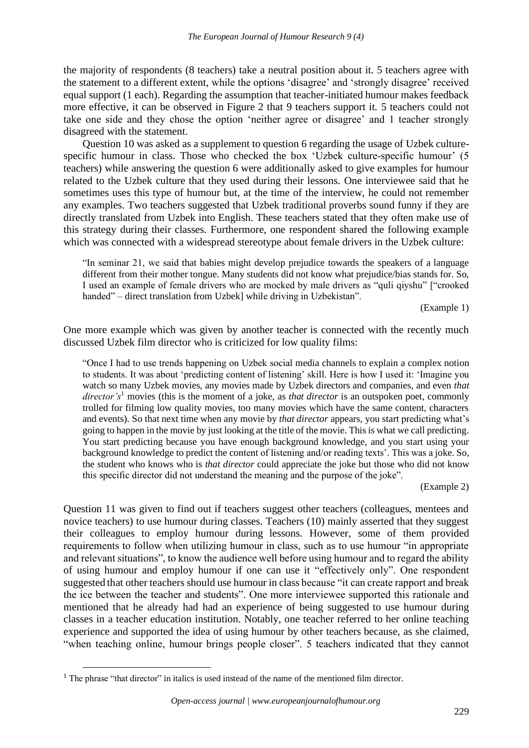the majority of respondents (8 teachers) take a neutral position about it. 5 teachers agree with the statement to a different extent, while the options 'disagree' and 'strongly disagree' received equal support (1 each). Regarding the assumption that teacher-initiated humour makes feedback more effective, it can be observed in Figure 2 that 9 teachers support it. 5 teachers could not take one side and they chose the option 'neither agree or disagree' and 1 teacher strongly disagreed with the statement.

Question 10 was asked as a supplement to question 6 regarding the usage of Uzbek culture-specific humour in class. Those who checked the box 'Uzbek culture-specific humour' (5 teachers) while answering the question 6 were additionally asked to give examples for humour related to the Uzbek culture that they used during their lessons. One interviewee said that he sometimes uses this type of humour but, at the time of the interview, he could not remember any examples. Two teachers suggested that Uzbek traditional proverbs sound funny if they are directly translated from Uzbek into English. These teachers stated that they often make use of this strategy during their classes. Furthermore, one respondent shared the following example which was connected with a widespread stereotype about female drivers in the Uzbek culture:

> "In seminar 21, we said that babies might develop prejudice towards the speakers of a language different from their mother tongue. Many students did not know what prejudice/bias stands for. So, I used an example of female drivers who are mocked by male drivers as "quli qiyshu" ["crooked handed" – direct translation from Uzbek] while driving in Uzbekistan".
>
> (Example 1)

One more example which was given by another teacher is connected with the recently much discussed Uzbek film director who is criticized for low quality films:

> "Once I had to use trends happening on Uzbek social media channels to explain a complex notion to students. It was about 'predicting content of listening' skill. Here is how I used it: 'Imagine you watch so many Uzbek movies, any movies made by Uzbek directors and companies, and even *that director's*[1] movies (this is the moment of a joke, as *that director* is an outspoken poet, commonly trolled for filming low quality movies, too many movies which have the same content, characters and events). So that next time when any movie by *that director* appears, you start predicting what's going to happen in the movie by just looking at the title of the movie. This is what we call predicting. You start predicting because you have enough background knowledge, and you start using your background knowledge to predict the content of listening and/or reading texts'. This was a joke. So, the student who knows who is *that director* could appreciate the joke but those who did not know this specific director did not understand the meaning and the purpose of the joke".
>
> (Example 2)

Question 11 was given to find out if teachers suggest other teachers (colleagues, mentees and novice teachers) to use humour during classes. Teachers (10) mainly asserted that they suggest their colleagues to employ humour during lessons. However, some of them provided requirements to follow when utilizing humour in class, such as to use humour "in appropriate and relevant situations", to know the audience well before using humour and to regard the ability of using humour and employ humour if one can use it "effectively only". One respondent suggested that other teachers should use humour in class because "it can create rapport and break the ice between the teacher and students". One more interviewee supported this rationale and mentioned that he already had had an experience of being suggested to use humour during classes in a teacher education institution. Notably, one teacher referred to her online teaching experience and supported the idea of using humour by other teachers because, as she claimed, "when teaching online, humour brings people closer". 5 teachers indicated that they cannot

[1] The phrase "that director" in italics is used instead of the name of the mentioned film director.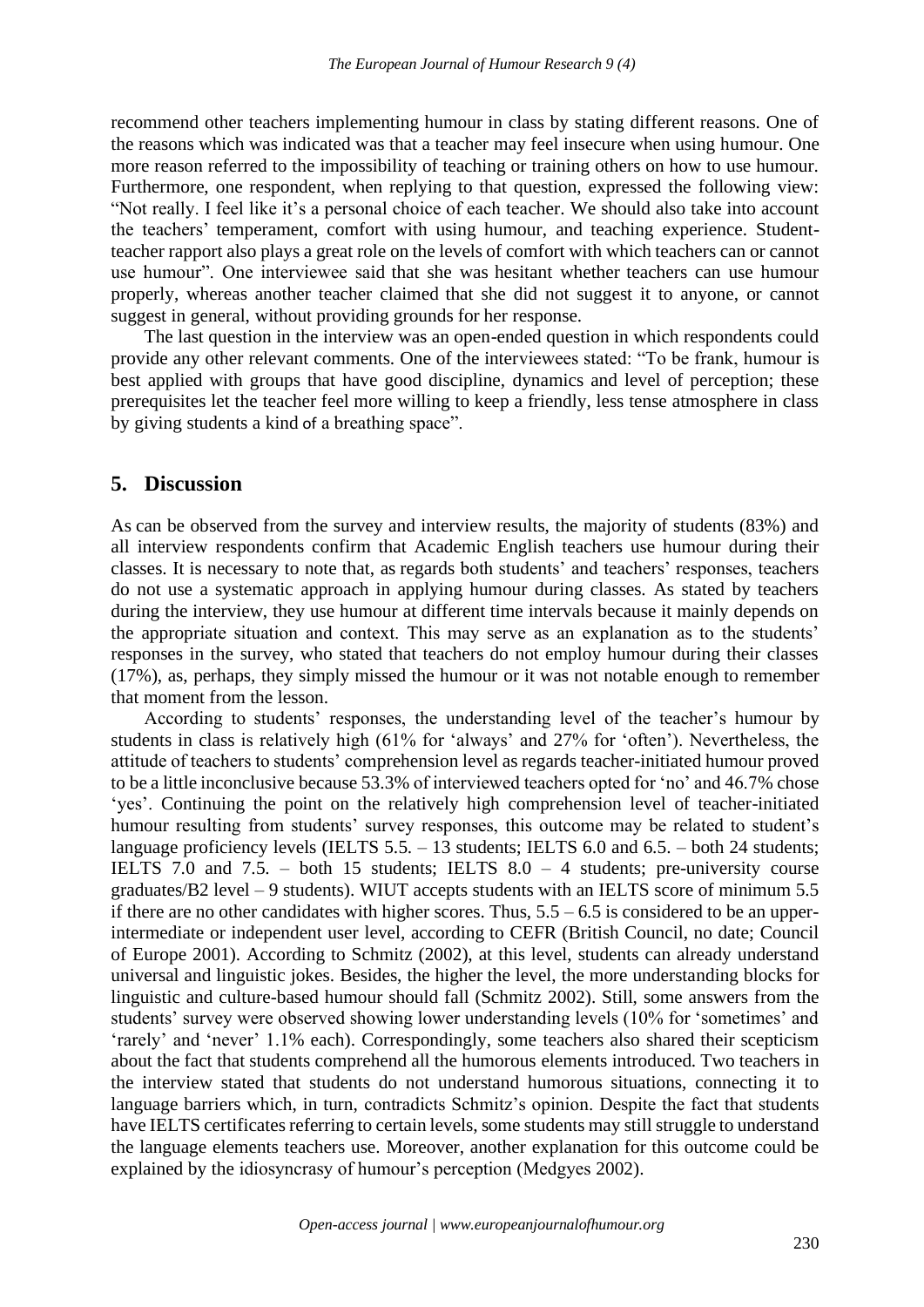recommend other teachers implementing humour in class by stating different reasons. One of the reasons which was indicated was that a teacher may feel insecure when using humour. One more reason referred to the impossibility of teaching or training others on how to use humour. Furthermore, one respondent, when replying to that question, expressed the following view: "Not really. I feel like it's a personal choice of each teacher. We should also take into account the teachers' temperament, comfort with using humour, and teaching experience. Student-teacher rapport also plays a great role on the levels of comfort with which teachers can or cannot use humour". One interviewee said that she was hesitant whether teachers can use humour properly, whereas another teacher claimed that she did not suggest it to anyone, or cannot suggest in general, without providing grounds for her response.

The last question in the interview was an open-ended question in which respondents could provide any other relevant comments. One of the interviewees stated: "To be frank, humour is best applied with groups that have good discipline, dynamics and level of perception; these prerequisites let the teacher feel more willing to keep a friendly, less tense atmosphere in class by giving students a kind of a breathing space".

## 5. Discussion

As can be observed from the survey and interview results, the majority of students (83%) and all interview respondents confirm that Academic English teachers use humour during their classes. It is necessary to note that, as regards both students' and teachers' responses, teachers do not use a systematic approach in applying humour during classes. As stated by teachers during the interview, they use humour at different time intervals because it mainly depends on the appropriate situation and context. This may serve as an explanation as to the students' responses in the survey, who stated that teachers do not employ humour during their classes (17%), as, perhaps, they simply missed the humour or it was not notable enough to remember that moment from the lesson.

According to students' responses, the understanding level of the teacher's humour by students in class is relatively high (61% for 'always' and 27% for 'often'). Nevertheless, the attitude of teachers to students' comprehension level as regards teacher-initiated humour proved to be a little inconclusive because 53.3% of interviewed teachers opted for 'no' and 46.7% chose 'yes'. Continuing the point on the relatively high comprehension level of teacher-initiated humour resulting from students' survey responses, this outcome may be related to student's language proficiency levels (IELTS 5.5. – 13 students; IELTS 6.0 and 6.5. – both 24 students; IELTS 7.0 and 7.5. – both 15 students; IELTS 8.0 – 4 students; pre-university course graduates/B2 level – 9 students). WIUT accepts students with an IELTS score of minimum 5.5 if there are no other candidates with higher scores. Thus, 5.5 – 6.5 is considered to be an upper-intermediate or independent user level, according to CEFR (British Council, no date; Council of Europe 2001). According to Schmitz (2002), at this level, students can already understand universal and linguistic jokes. Besides, the higher the level, the more understanding blocks for linguistic and culture-based humour should fall (Schmitz 2002). Still, some answers from the students' survey were observed showing lower understanding levels (10% for 'sometimes' and 'rarely' and 'never' 1.1% each). Correspondingly, some teachers also shared their scepticism about the fact that students comprehend all the humorous elements introduced. Two teachers in the interview stated that students do not understand humorous situations, connecting it to language barriers which, in turn, contradicts Schmitz's opinion. Despite the fact that students have IELTS certificates referring to certain levels, some students may still struggle to understand the language elements teachers use. Moreover, another explanation for this outcome could be explained by the idiosyncrasy of humour's perception (Medgyes 2002).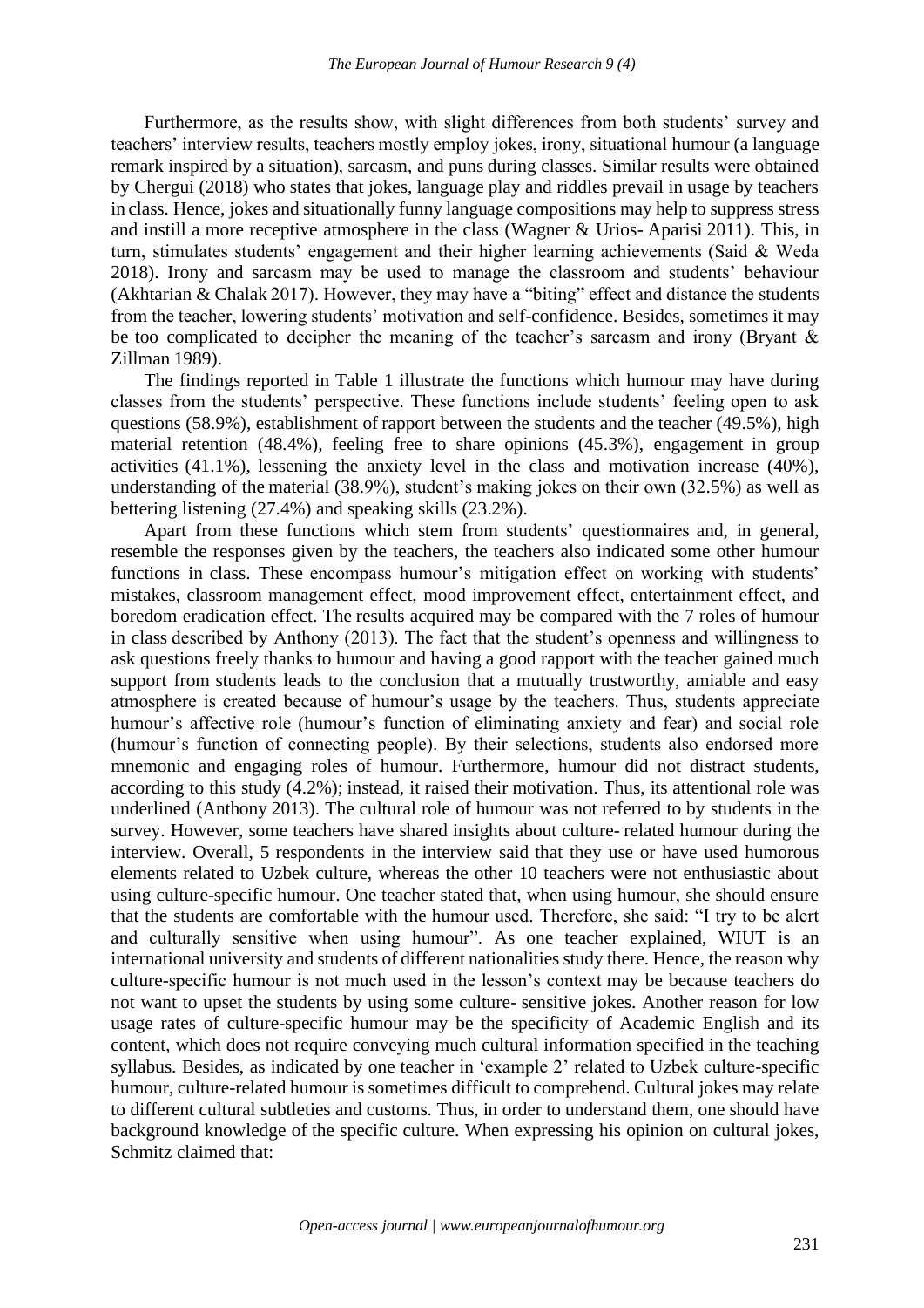Furthermore, as the results show, with slight differences from both students' survey and teachers' interview results, teachers mostly employ jokes, irony, situational humour (a language remark inspired by a situation), sarcasm, and puns during classes. Similar results were obtained by Chergui (2018) who states that jokes, language play and riddles prevail in usage by teachers in class. Hence, jokes and situationally funny language compositions may help to suppress stress and instill a more receptive atmosphere in the class (Wagner & Urios- Aparisi 2011). This, in turn, stimulates students' engagement and their higher learning achievements (Said & Weda 2018). Irony and sarcasm may be used to manage the classroom and students' behaviour (Akhtarian & Chalak 2017). However, they may have a "biting" effect and distance the students from the teacher, lowering students' motivation and self-confidence. Besides, sometimes it may be too complicated to decipher the meaning of the teacher's sarcasm and irony (Bryant & Zillman 1989).

The findings reported in Table 1 illustrate the functions which humour may have during classes from the students' perspective. These functions include students' feeling open to ask questions (58.9%), establishment of rapport between the students and the teacher (49.5%), high material retention (48.4%), feeling free to share opinions (45.3%), engagement in group activities (41.1%), lessening the anxiety level in the class and motivation increase (40%), understanding of the material (38.9%), student's making jokes on their own (32.5%) as well as bettering listening (27.4%) and speaking skills (23.2%).

Apart from these functions which stem from students' questionnaires and, in general, resemble the responses given by the teachers, the teachers also indicated some other humour functions in class. These encompass humour's mitigation effect on working with students' mistakes, classroom management effect, mood improvement effect, entertainment effect, and boredom eradication effect. The results acquired may be compared with the 7 roles of humour in class described by Anthony (2013). The fact that the student's openness and willingness to ask questions freely thanks to humour and having a good rapport with the teacher gained much support from students leads to the conclusion that a mutually trustworthy, amiable and easy atmosphere is created because of humour's usage by the teachers. Thus, students appreciate humour's affective role (humour's function of eliminating anxiety and fear) and social role (humour's function of connecting people). By their selections, students also endorsed more mnemonic and engaging roles of humour. Furthermore, humour did not distract students, according to this study (4.2%); instead, it raised their motivation. Thus, its attentional role was underlined (Anthony 2013). The cultural role of humour was not referred to by students in the survey. However, some teachers have shared insights about culture- related humour during the interview. Overall, 5 respondents in the interview said that they use or have used humorous elements related to Uzbek culture, whereas the other 10 teachers were not enthusiastic about using culture-specific humour. One teacher stated that, when using humour, she should ensure that the students are comfortable with the humour used. Therefore, she said: "I try to be alert and culturally sensitive when using humour". As one teacher explained, WIUT is an international university and students of different nationalities study there. Hence, the reason why culture-specific humour is not much used in the lesson's context may be because teachers do not want to upset the students by using some culture- sensitive jokes. Another reason for low usage rates of culture-specific humour may be the specificity of Academic English and its content, which does not require conveying much cultural information specified in the teaching syllabus. Besides, as indicated by one teacher in 'example 2' related to Uzbek culture-specific humour, culture-related humour is sometimes difficult to comprehend. Cultural jokes may relate to different cultural subtleties and customs. Thus, in order to understand them, one should have background knowledge of the specific culture. When expressing his opinion on cultural jokes, Schmitz claimed that: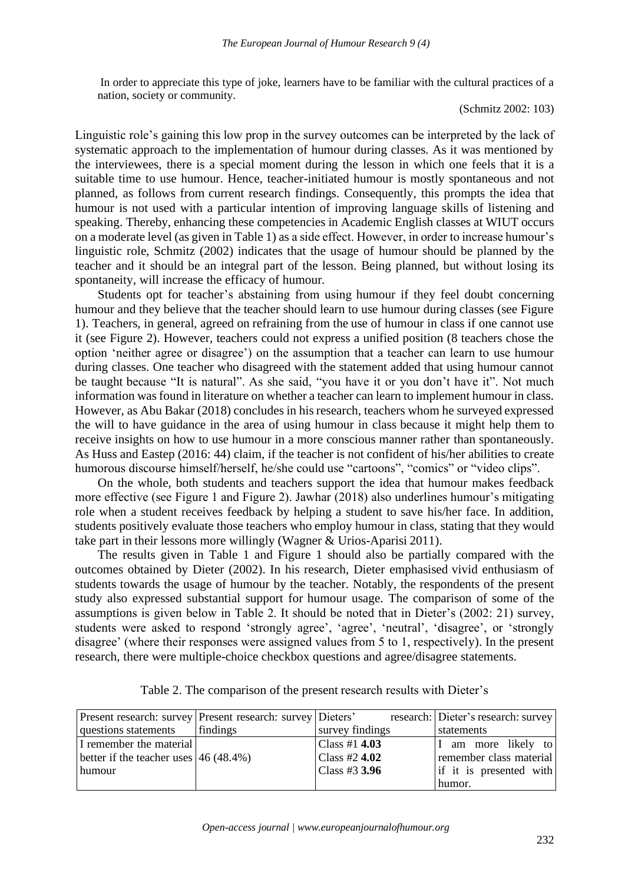In order to appreciate this type of joke, learners have to be familiar with the cultural practices of a nation, society or community.

(Schmitz 2002: 103)

Linguistic role's gaining this low prop in the survey outcomes can be interpreted by the lack of systematic approach to the implementation of humour during classes. As it was mentioned by the interviewees, there is a special moment during the lesson in which one feels that it is a suitable time to use humour. Hence, teacher-initiated humour is mostly spontaneous and not planned, as follows from current research findings. Consequently, this prompts the idea that humour is not used with a particular intention of improving language skills of listening and speaking. Thereby, enhancing these competencies in Academic English classes at WIUT occurs on a moderate level (as given in Table 1) as a side effect. However, in order to increase humour's linguistic role, Schmitz (2002) indicates that the usage of humour should be planned by the teacher and it should be an integral part of the lesson. Being planned, but without losing its spontaneity, will increase the efficacy of humour.

Students opt for teacher's abstaining from using humour if they feel doubt concerning humour and they believe that the teacher should learn to use humour during classes (see Figure 1). Teachers, in general, agreed on refraining from the use of humour in class if one cannot use it (see Figure 2). However, teachers could not express a unified position (8 teachers chose the option 'neither agree or disagree') on the assumption that a teacher can learn to use humour during classes. One teacher who disagreed with the statement added that using humour cannot be taught because "It is natural". As she said, "you have it or you don't have it". Not much information was found in literature on whether a teacher can learn to implement humour in class. However, as Abu Bakar (2018) concludes in his research, teachers whom he surveyed expressed the will to have guidance in the area of using humour in class because it might help them to receive insights on how to use humour in a more conscious manner rather than spontaneously. As Huss and Eastep (2016: 44) claim, if the teacher is not confident of his/her abilities to create humorous discourse himself/herself, he/she could use "cartoons", "comics" or "video clips".

On the whole, both students and teachers support the idea that humour makes feedback more effective (see Figure 1 and Figure 2). Jawhar (2018) also underlines humour's mitigating role when a student receives feedback by helping a student to save his/her face. In addition, students positively evaluate those teachers who employ humour in class, stating that they would take part in their lessons more willingly (Wagner & Urios-Aparisi 2011).

The results given in Table 1 and Figure 1 should also be partially compared with the outcomes obtained by Dieter (2002). In his research, Dieter emphasised vivid enthusiasm of students towards the usage of humour by the teacher. Notably, the respondents of the present study also expressed substantial support for humour usage. The comparison of some of the assumptions is given below in Table 2. It should be noted that in Dieter's (2002: 21) survey, students were asked to respond 'strongly agree', 'agree', 'neutral', 'disagree', or 'strongly disagree' (where their responses were assigned values from 5 to 1, respectively). In the present research, there were multiple-choice checkbox questions and agree/disagree statements.

Table 2. The comparison of the present research results with Dieter's

| Present research: survey questions statements | Present research: survey findings | Dieters' research: survey findings | Dieter's research: survey statements |
|---|---|---|---|
| I remember the material better if the teacher uses humour | 46 (48.4%) | Class #1 **4.03**<br>Class #2 **4.02**<br>Class #3 **3.96** | I am more likely to remember class material if it is presented with humor. |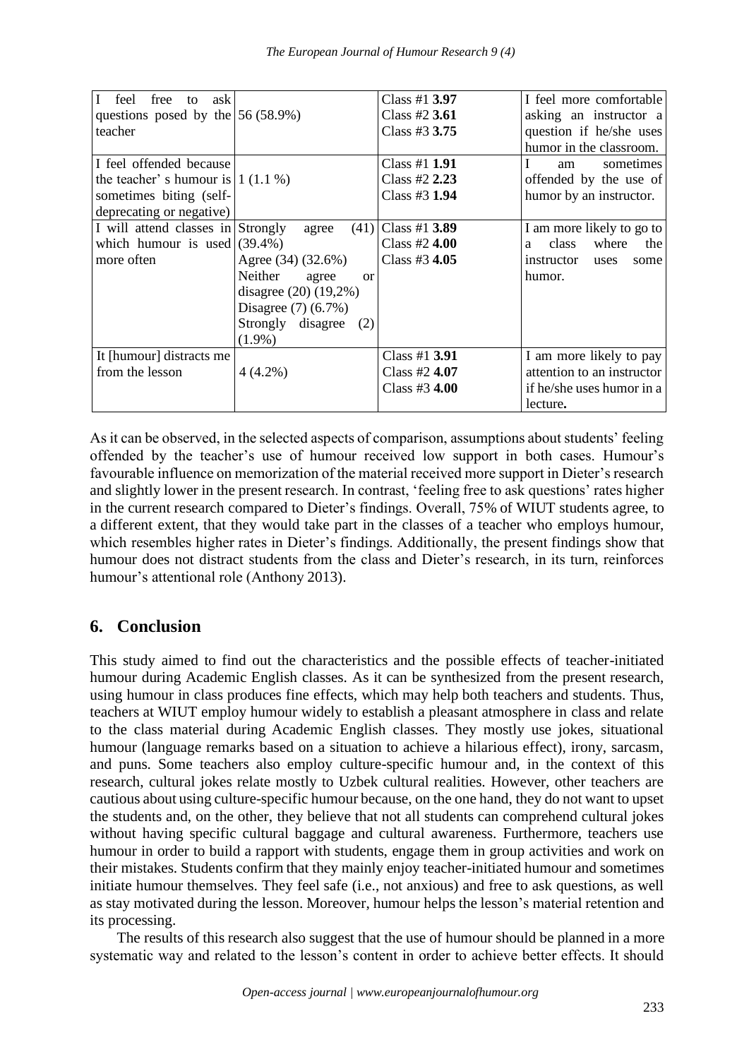| I feel free to ask questions posed by the teacher | 56 (58.9%) | Class #1 **3.97**<br>Class #2 **3.61**<br>Class #3 **3.75** | I feel more comfortable asking an instructor a question if he/she uses humor in the classroom. |
|---|---|---|---|
| I feel offended because the teacher' s humour is sometimes biting (self-deprecating or negative) | 1 (1.1 %) | Class #1 **1.91**<br>Class #2 **2.23**<br>Class #3 **1.94** | I am sometimes offended by the use of humor by an instructor. |
| I will attend classes in which humour is used more often | Strongly agree (41) (39.4%)<br>Agree (34) (32.6%)<br>Neither agree or disagree (20) (19,2%)<br>Disagree (7) (6.7%)<br>Strongly disagree (2) (1.9%) | Class #1 **3.89**<br>Class #2 **4.00**<br>Class #3 **4.05** | I am more likely to go to a class where the instructor uses some humor. |
| It [humour] distracts me from the lesson | 4 (4.2%) | Class #1 **3.91**<br>Class #2 **4.07**<br>Class #3 **4.00** | I am more likely to pay attention to an instructor if he/she uses humor in a lecture**.** |

As it can be observed, in the selected aspects of comparison, assumptions about students' feeling offended by the teacher's use of humour received low support in both cases. Humour's favourable influence on memorization of the material received more support in Dieter's research and slightly lower in the present research. In contrast, 'feeling free to ask questions' rates higher in the current research compared to Dieter's findings. Overall, 75% of WIUT students agree, to a different extent, that they would take part in the classes of a teacher who employs humour, which resembles higher rates in Dieter's findings. Additionally, the present findings show that humour does not distract students from the class and Dieter's research, in its turn, reinforces humour's attentional role (Anthony 2013).

## 6. Conclusion

This study aimed to find out the characteristics and the possible effects of teacher-initiated humour during Academic English classes. As it can be synthesized from the present research, using humour in class produces fine effects, which may help both teachers and students. Thus, teachers at WIUT employ humour widely to establish a pleasant atmosphere in class and relate to the class material during Academic English classes. They mostly use jokes, situational humour (language remarks based on a situation to achieve a hilarious effect), irony, sarcasm, and puns. Some teachers also employ culture-specific humour and, in the context of this research, cultural jokes relate mostly to Uzbek cultural realities. However, other teachers are cautious about using culture-specific humour because, on the one hand, they do not want to upset the students and, on the other, they believe that not all students can comprehend cultural jokes without having specific cultural baggage and cultural awareness. Furthermore, teachers use humour in order to build a rapport with students, engage them in group activities and work on their mistakes. Students confirm that they mainly enjoy teacher-initiated humour and sometimes initiate humour themselves. They feel safe (i.e., not anxious) and free to ask questions, as well as stay motivated during the lesson. Moreover, humour helps the lesson's material retention and its processing.

The results of this research also suggest that the use of humour should be planned in a more systematic way and related to the lesson's content in order to achieve better effects. It should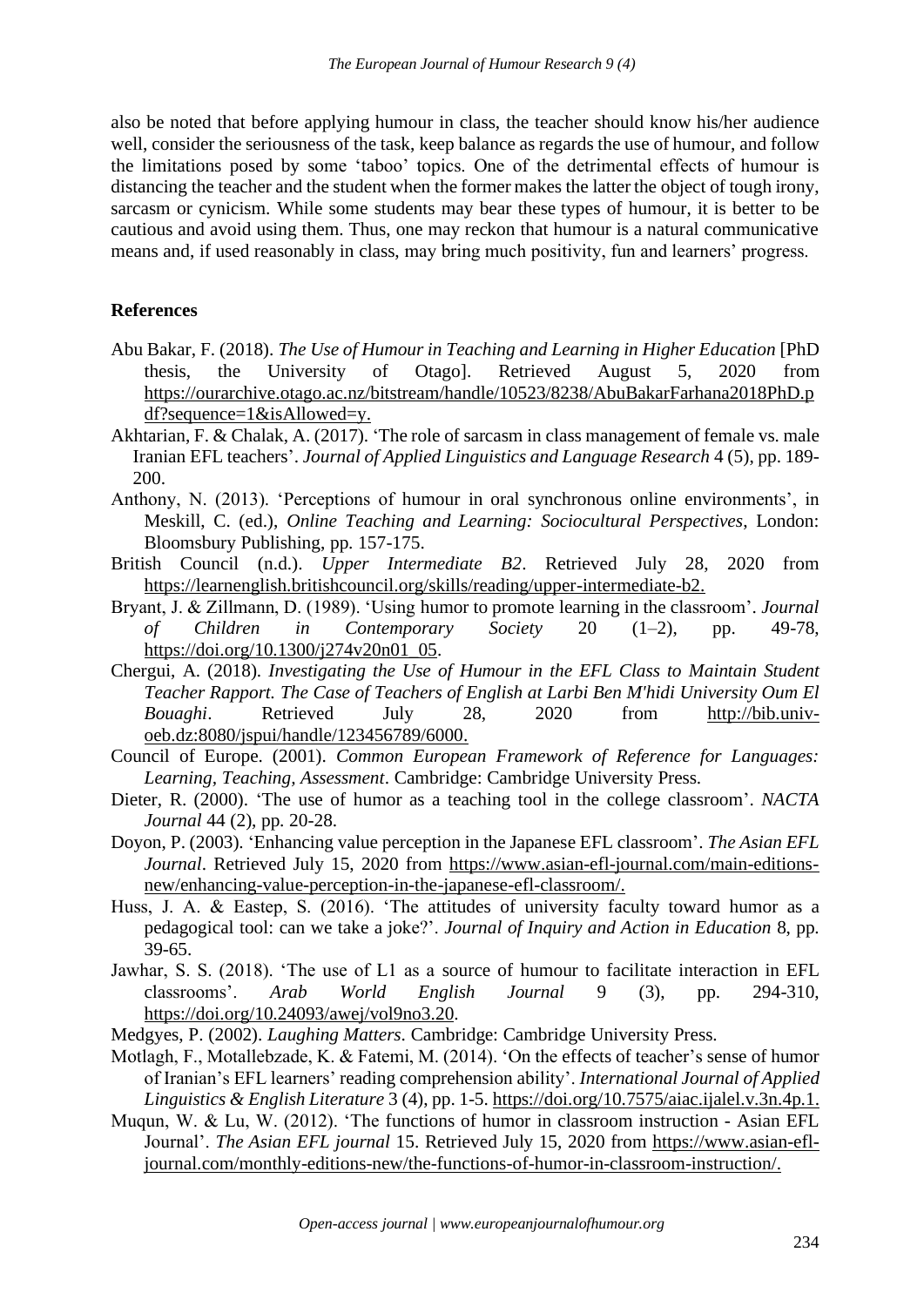also be noted that before applying humour in class, the teacher should know his/her audience well, consider the seriousness of the task, keep balance as regards the use of humour, and follow the limitations posed by some 'taboo' topics. One of the detrimental effects of humour is distancing the teacher and the student when the former makes the latter the object of tough irony, sarcasm or cynicism. While some students may bear these types of humour, it is better to be cautious and avoid using them. Thus, one may reckon that humour is a natural communicative means and, if used reasonably in class, may bring much positivity, fun and learners' progress.

## References

Abu Bakar, F. (2018). *The Use of Humour in Teaching and Learning in Higher Education* [PhD thesis, the University of Otago]. Retrieved August 5, 2020 from https://ourarchive.otago.ac.nz/bitstream/handle/10523/8238/AbuBakarFarhana2018PhD.pdf?sequence=1&isAllowed=y.

Akhtarian, F. & Chalak, A. (2017). 'The role of sarcasm in class management of female vs. male Iranian EFL teachers'. *Journal of Applied Linguistics and Language Research* 4 (5), pp. 189-200.

Anthony, N. (2013). 'Perceptions of humour in oral synchronous online environments', in Meskill, C. (ed.), *Online Teaching and Learning: Sociocultural Perspectives*, London: Bloomsbury Publishing, pp. 157-175.

British Council (n.d.). *Upper Intermediate B2*. Retrieved July 28, 2020 from https://learnenglish.britishcouncil.org/skills/reading/upper-intermediate-b2.

Bryant, J. & Zillmann, D. (1989). 'Using humor to promote learning in the classroom'. *Journal of Children in Contemporary Society* 20 (1–2), pp. 49-78, https://doi.org/10.1300/j274v20n01_05.

Chergui, A. (2018). *Investigating the Use of Humour in the EFL Class to Maintain Student Teacher Rapport. The Case of Teachers of English at Larbi Ben M'hidi University Oum El Bouaghi*. Retrieved July 28, 2020 from http://bib.univ-oeb.dz:8080/jspui/handle/123456789/6000.

Council of Europe. (2001). *Common European Framework of Reference for Languages: Learning, Teaching, Assessment*. Cambridge: Cambridge University Press.

Dieter, R. (2000). 'The use of humor as a teaching tool in the college classroom'. *NACTA Journal* 44 (2), pp. 20-28.

Doyon, P. (2003). 'Enhancing value perception in the Japanese EFL classroom'. *The Asian EFL Journal*. Retrieved July 15, 2020 from https://www.asian-efl-journal.com/main-editions-new/enhancing-value-perception-in-the-japanese-efl-classroom/.

Huss, J. A. & Eastep, S. (2016). 'The attitudes of university faculty toward humor as a pedagogical tool: can we take a joke?'. *Journal of Inquiry and Action in Education* 8, pp. 39-65.

Jawhar, S. S. (2018). 'The use of L1 as a source of humour to facilitate interaction in EFL classrooms'. *Arab World English Journal* 9 (3), pp. 294-310, https://doi.org/10.24093/awej/vol9no3.20.

Medgyes, P. (2002). *Laughing Matters*. Cambridge: Cambridge University Press.

Motlagh, F., Motallebzade, K. & Fatemi, M. (2014). 'On the effects of teacher's sense of humor of Iranian's EFL learners' reading comprehension ability'. *International Journal of Applied Linguistics & English Literature* 3 (4), pp. 1-5. https://doi.org/10.7575/aiac.ijalel.v.3n.4p.1.

Muqun, W. & Lu, W. (2012). 'The functions of humor in classroom instruction - Asian EFL Journal'. *The Asian EFL journal* 15. Retrieved July 15, 2020 from https://www.asian-efl-journal.com/monthly-editions-new/the-functions-of-humor-in-classroom-instruction/.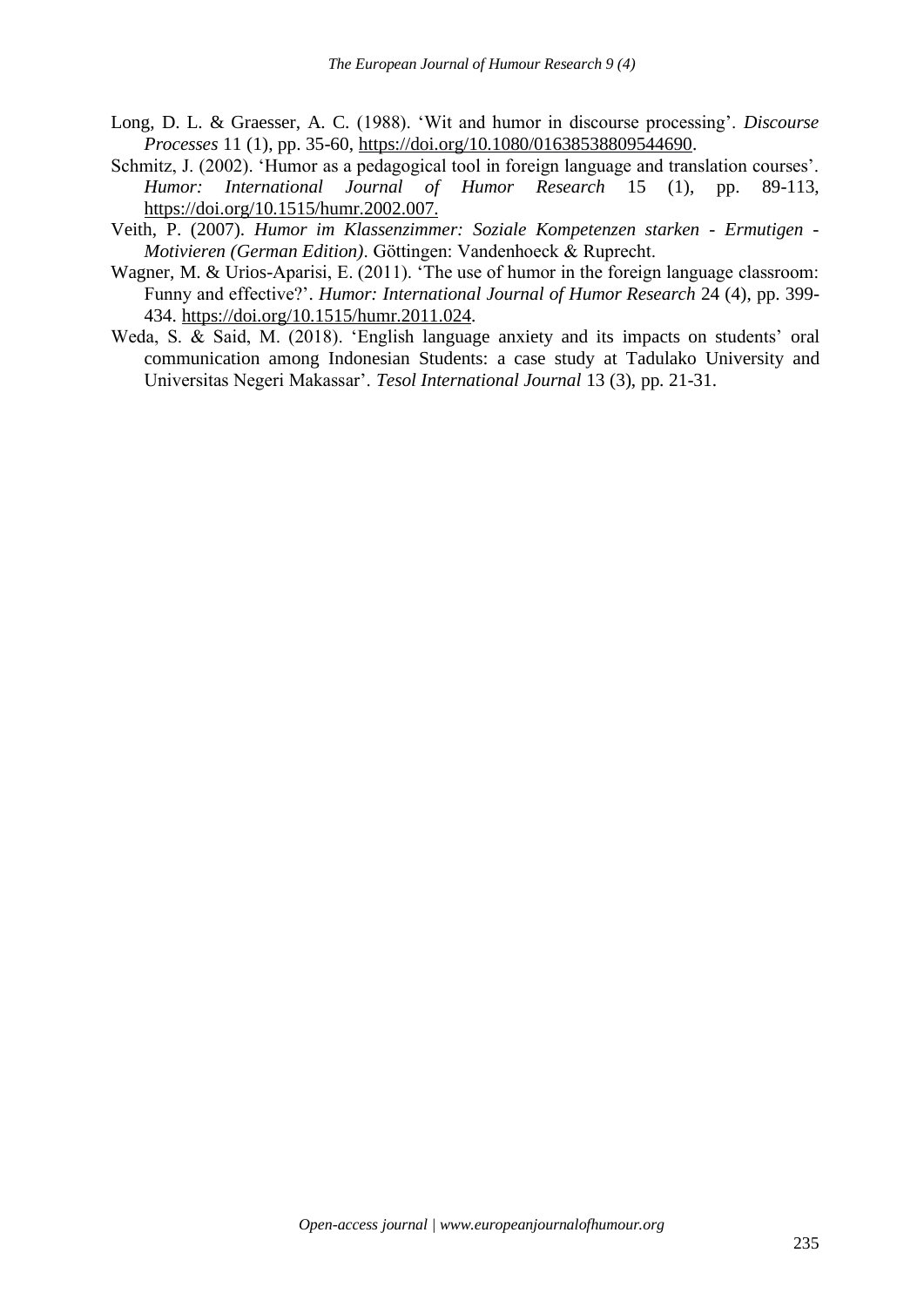Long, D. L. & Graesser, A. C. (1988). 'Wit and humor in discourse processing'. *Discourse Processes* 11 (1), pp. 35-60, https://doi.org/10.1080/01638538809544690.

Schmitz, J. (2002). 'Humor as a pedagogical tool in foreign language and translation courses'. *Humor: International Journal of Humor Research* 15 (1), pp. 89-113, https://doi.org/10.1515/humr.2002.007.

Veith, P. (2007). *Humor im Klassenzimmer: Soziale Kompetenzen starken - Ermutigen - Motivieren (German Edition)*. Göttingen: Vandenhoeck & Ruprecht.

Wagner, M. & Urios-Aparisi, E. (2011). 'The use of humor in the foreign language classroom: Funny and effective?'. *Humor: International Journal of Humor Research* 24 (4), pp. 399-434. https://doi.org/10.1515/humr.2011.024.

Weda, S. & Said, M. (2018). 'English language anxiety and its impacts on students' oral communication among Indonesian Students: a case study at Tadulako University and Universitas Negeri Makassar'. *Tesol International Journal* 13 (3), pp. 21-31.